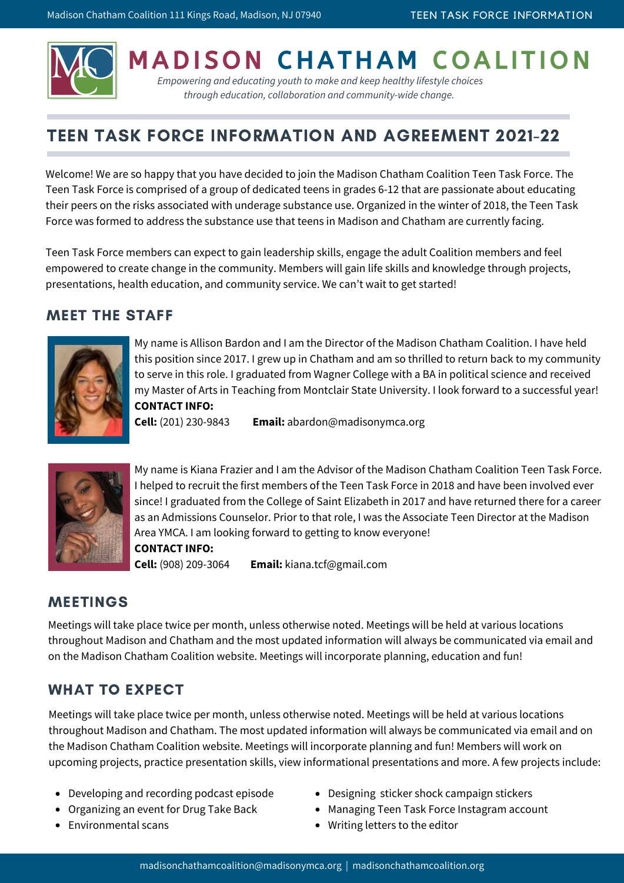# MADISON CHATHAM COALITION

*Empowering and educating youth to make and keep healthy lifestyle choices through education, collaboration and community-wide change.*

## TEEN TASK FORCE INFORMATION AND AGREEMENT 2021-22

Welcome! We are so happy that you have decided to join the Madison Chatham Coalition Teen Task Force. The Teen Task Force is comprised of a group of dedicated teens in grades 6-12 that are passionate about educating their peers on the risks associated with underage substance use. Organized in the winter of 2018, the Teen Task Force was formed to address the substance use that teens in Madison and Chatham are currently facing.

Teen Task Force members can expect to gain leadership skills, engage the adult Coalition members and feel empowered to create change in the community. Members will gain life skills and knowledge through projects, presentations, health education, and community service. We can't wait to get started!

### MEET THE STAFF

My name is Allison Bardon and I am the Director of the Madison Chatham Coalition. I have held this position since 2017. I grew up in Chatham and am so thrilled to return back to my community to serve in this role. I graduated from Wagner College with a BA in political science and received my Master of Arts in Teaching from Montclair State University. I look forward to a successful year!

**CONTACT INFO:**
**Cell:** (201) 230-9843 **Email:** abardon@madisonymca.org

My name is Kiana Frazier and I am the Advisor of the Madison Chatham Coalition Teen Task Force. I helped to recruit the first members of the Teen Task Force in 2018 and have been involved ever since! I graduated from the College of Saint Elizabeth in 2017 and have returned there for a career as an Admissions Counselor. Prior to that role, I was the Associate Teen Director at the Madison Area YMCA. I am looking forward to getting to know everyone!

**CONTACT INFO:**
**Cell:** (908) 209-3064 **Email:** kiana.tcf@gmail.com

### MEETINGS

Meetings will take place twice per month, unless otherwise noted. Meetings will be held at various locations throughout Madison and Chatham and the most updated information will always be communicated via email and on the Madison Chatham Coalition website. Meetings will incorporate planning, education and fun!

### WHAT TO EXPECT

Meetings will take place twice per month, unless otherwise noted. Meetings will be held at various locations throughout Madison and Chatham. The most updated information will always be communicated via email and on the Madison Chatham Coalition website. Meetings will incorporate planning and fun! Members will work on upcoming projects, practice presentation skills, view informational presentations and more. A few projects include:

- Developing and recording podcast episode
- Organizing an event for Drug Take Back
- Environmental scans
- Designing sticker shock campaign stickers
- Managing Teen Task Force Instagram account
- Writing letters to the editor

madisonchathamcoalition@madisonymca.org | madisonchathamcoalition.org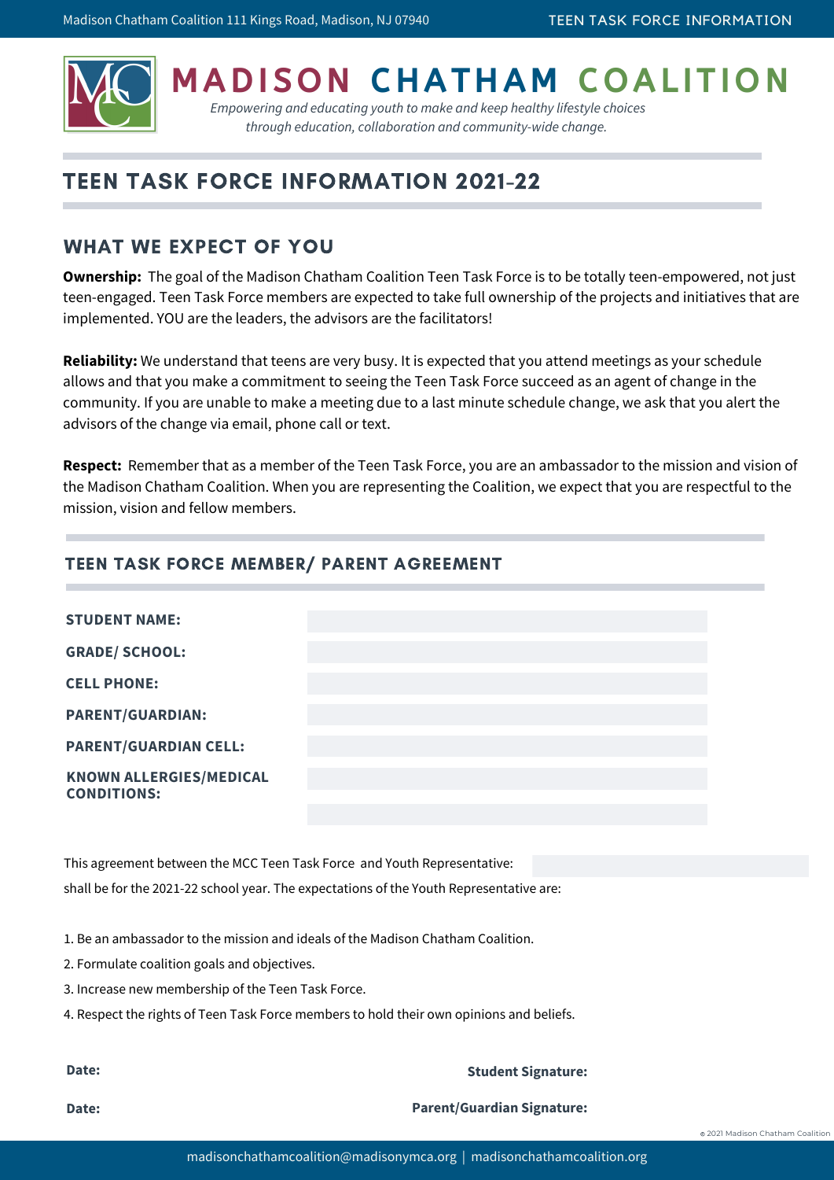# MADISON CHATHAM COALITION

*Empowering and educating youth to make and keep healthy lifestyle choices through education, collaboration and community-wide change.*

## TEEN TASK FORCE INFORMATION 2021-22

### WHAT WE EXPECT OF YOU

**Ownership:** The goal of the Madison Chatham Coalition Teen Task Force is to be totally teen-empowered, not just teen-engaged. Teen Task Force members are expected to take full ownership of the projects and initiatives that are implemented. YOU are the leaders, the advisors are the facilitators!

**Reliability:** We understand that teens are very busy. It is expected that you attend meetings as your schedule allows and that you make a commitment to seeing the Teen Task Force succeed as an agent of change in the community. If you are unable to make a meeting due to a last minute schedule change, we ask that you alert the advisors of the change via email, phone call or text.

**Respect:** Remember that as a member of the Teen Task Force, you are an ambassador to the mission and vision of the Madison Chatham Coalition. When you are representing the Coalition, we expect that you are respectful to the mission, vision and fellow members.

### TEEN TASK FORCE MEMBER/ PARENT AGREEMENT

| | |
|---|---|
| **STUDENT NAME:** | |
| **GRADE/ SCHOOL:** | |
| **CELL PHONE:** | |
| **PARENT/GUARDIAN:** | |
| **PARENT/GUARDIAN CELL:** | |
| **KNOWN ALLERGIES/MEDICAL CONDITIONS:** | |

This agreement between the MCC Teen Task Force and Youth Representative: ____________________ shall be for the 2021-22 school year. The expectations of the Youth Representative are:

1. Be an ambassador to the mission and ideals of the Madison Chatham Coalition.
2. Formulate coalition goals and objectives.
3. Increase new membership of the Teen Task Force.
4. Respect the rights of Teen Task Force members to hold their own opinions and beliefs.

**Date:** **Student Signature:**

**Date:** **Parent/Guardian Signature:**

© 2021 Madison Chatham Coalition

madisonchathamcoalition@madisonymca.org | madisonchathamcoalition.org